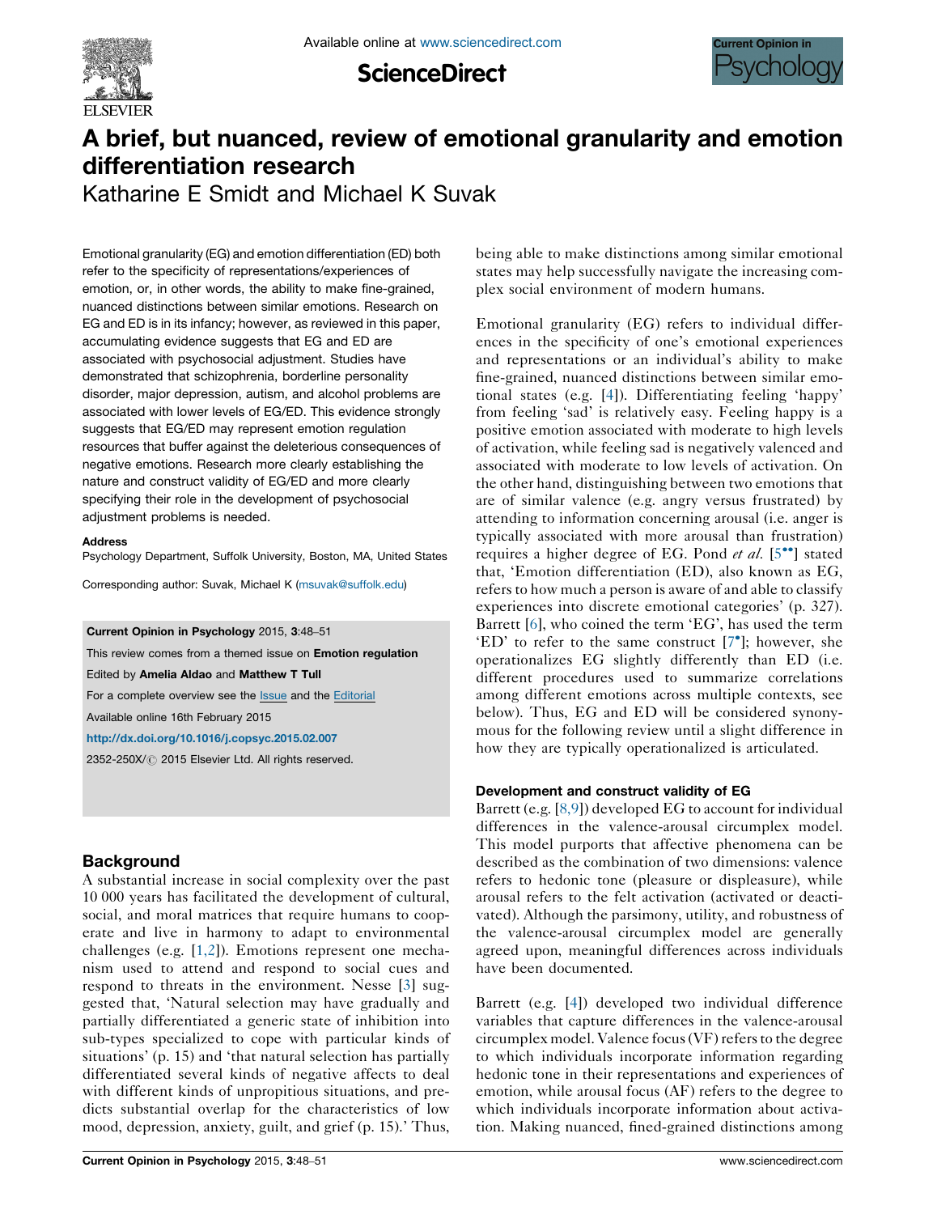# A brief, but nuanced, review of emotional granularity and emotion differentiation research

Katharine E Smidt and Michael K Suvak

Emotional granularity (EG) and emotion differentiation (ED) both refer to the specificity of representations/experiences of emotion, or, in other words, the ability to make fine-grained, nuanced distinctions between similar emotions. Research on EG and ED is in its infancy; however, as reviewed in this paper, accumulating evidence suggests that EG and ED are associated with psychosocial adjustment. Studies have demonstrated that schizophrenia, borderline personality disorder, major depression, autism, and alcohol problems are associated with lower levels of EG/ED. This evidence strongly suggests that EG/ED may represent emotion regulation resources that buffer against the deleterious consequences of negative emotions. Research more clearly establishing the nature and construct validity of EG/ED and more clearly specifying their role in the development of psychosocial adjustment problems is needed.

**Address**

Psychology Department, Suffolk University, Boston, MA, United States

Corresponding author: Suvak, Michael K (msuvak@suffolk.edu)

**Current Opinion in Psychology** 2015, **3**:48–51

This review comes from a themed issue on **Emotion regulation**

Edited by **Amelia Aldao** and **Matthew T Tull**

For a complete overview see the Issue and the Editorial

Available online 16th February 2015

http://dx.doi.org/10.1016/j.copsyc.2015.02.007

2352-250X/© 2015 Elsevier Ltd. All rights reserved.

## Background

A substantial increase in social complexity over the past 10 000 years has facilitated the development of cultural, social, and moral matrices that require humans to cooperate and live in harmony to adapt to environmental challenges (e.g. [1,2]). Emotions represent one mechanism used to attend and respond to social cues and respond to threats in the environment. Nesse [3] suggested that, 'Natural selection may have gradually and partially differentiated a generic state of inhibition into sub-types specialized to cope with particular kinds of situations' (p. 15) and 'that natural selection has partially differentiated several kinds of negative affects to deal with different kinds of unpropitious situations, and predicts substantial overlap for the characteristics of low mood, depression, anxiety, guilt, and grief (p. 15).' Thus, being able to make distinctions among similar emotional states may help successfully navigate the increasing complex social environment of modern humans.

Emotional granularity (EG) refers to individual differences in the specificity of one's emotional experiences and representations or an individual's ability to make fine-grained, nuanced distinctions between similar emotional states (e.g. [4]). Differentiating feeling 'happy' from feeling 'sad' is relatively easy. Feeling happy is a positive emotion associated with moderate to high levels of activation, while feeling sad is negatively valenced and associated with moderate to low levels of activation. On the other hand, distinguishing between two emotions that are of similar valence (e.g. angry versus frustrated) by attending to information concerning arousal (i.e. anger is typically associated with more arousal than frustration) requires a higher degree of EG. Pond *et al.* [5••] stated that, 'Emotion differentiation (ED), also known as EG, refers to how much a person is aware of and able to classify experiences into discrete emotional categories' (p. 327). Barrett [6], who coined the term 'EG', has used the term 'ED' to refer to the same construct [7•]; however, she operationalizes EG slightly differently than ED (i.e. different procedures used to summarize correlations among different emotions across multiple contexts, see below). Thus, EG and ED will be considered synonymous for the following review until a slight difference in how they are typically operationalized is articulated.

### Development and construct validity of EG

Barrett (e.g. [8,9]) developed EG to account for individual differences in the valence-arousal circumplex model. This model purports that affective phenomena can be described as the combination of two dimensions: valence refers to hedonic tone (pleasure or displeasure), while arousal refers to the felt activation (activated or deactivated). Although the parsimony, utility, and robustness of the valence-arousal circumplex model are generally agreed upon, meaningful differences across individuals have been documented.

Barrett (e.g. [4]) developed two individual difference variables that capture differences in the valence-arousal circumplex model. Valence focus (VF) refers to the degree to which individuals incorporate information regarding hedonic tone in their representations and experiences of emotion, while arousal focus (AF) refers to the degree to which individuals incorporate information about activation. Making nuanced, fined-grained distinctions among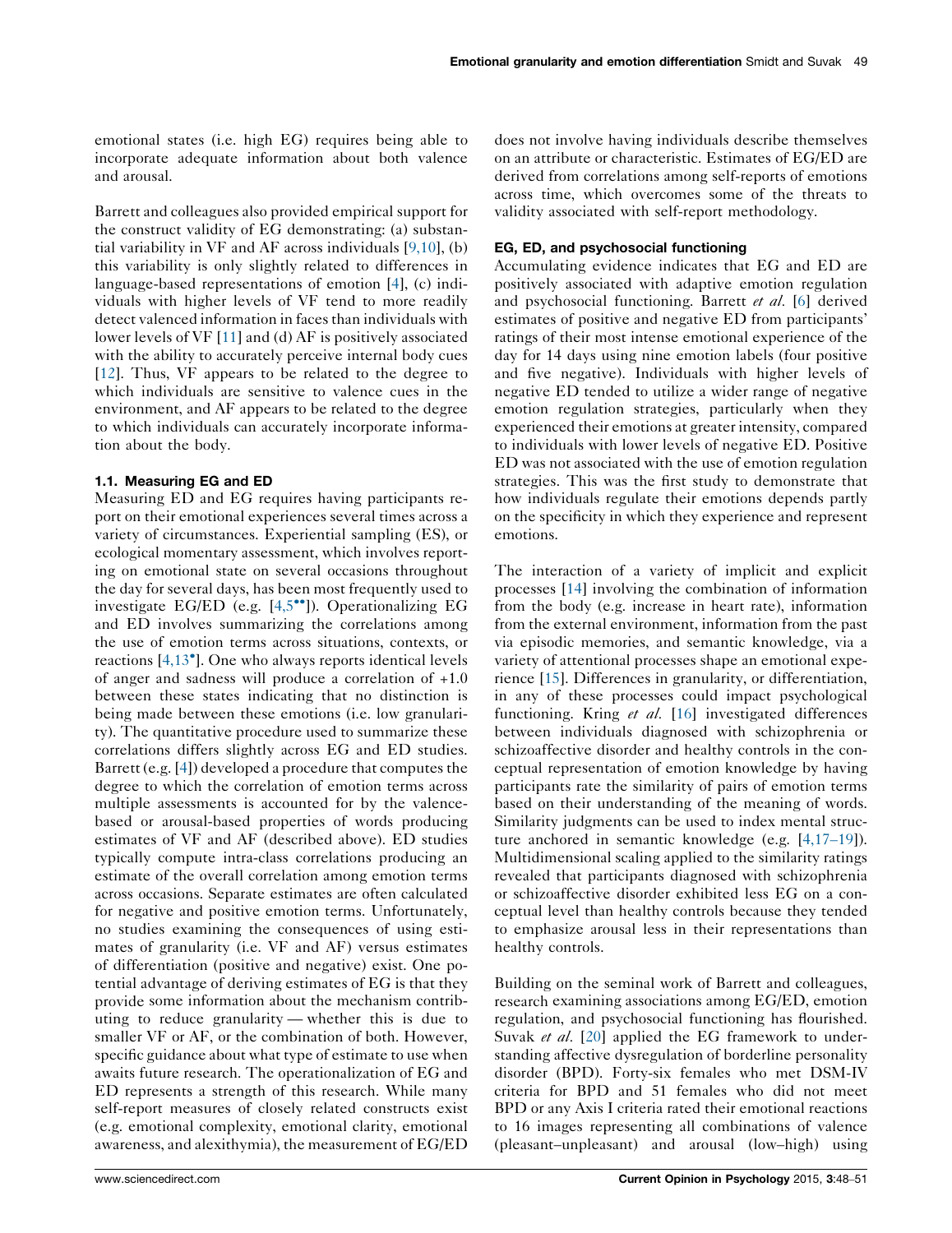emotional states (i.e. high EG) requires being able to incorporate adequate information about both valence and arousal.

Barrett and colleagues also provided empirical support for the construct validity of EG demonstrating: (a) substantial variability in VF and AF across individuals [9,10], (b) this variability is only slightly related to differences in language-based representations of emotion [4], (c) individuals with higher levels of VF tend to more readily detect valenced information in faces than individuals with lower levels of VF [11] and (d) AF is positively associated with the ability to accurately perceive internal body cues [12]. Thus, VF appears to be related to the degree to which individuals are sensitive to valence cues in the environment, and AF appears to be related to the degree to which individuals can accurately incorporate information about the body.

### 1.1. Measuring EG and ED

Measuring ED and EG requires having participants report on their emotional experiences several times across a variety of circumstances. Experiential sampling (ES), or ecological momentary assessment, which involves reporting on emotional state on several occasions throughout the day for several days, has been most frequently used to investigate EG/ED (e.g. [4,5••]). Operationalizing EG and ED involves summarizing the correlations among the use of emotion terms across situations, contexts, or reactions [4,13•]. One who always reports identical levels of anger and sadness will produce a correlation of +1.0 between these states indicating that no distinction is being made between these emotions (i.e. low granularity). The quantitative procedure used to summarize these correlations differs slightly across EG and ED studies. Barrett (e.g. [4]) developed a procedure that computes the degree to which the correlation of emotion terms across multiple assessments is accounted for by the valence-based or arousal-based properties of words producing estimates of VF and AF (described above). ED studies typically compute intra-class correlations producing an estimate of the overall correlation among emotion terms across occasions. Separate estimates are often calculated for negative and positive emotion terms. Unfortunately, no studies examining the consequences of using estimates of granularity (i.e. VF and AF) versus estimates of differentiation (positive and negative) exist. One potential advantage of deriving estimates of EG is that they provide some information about the mechanism contributing to reduce granularity — whether this is due to smaller VF or AF, or the combination of both. However, specific guidance about what type of estimate to use when awaits future research. The operationalization of EG and ED represents a strength of this research. While many self-report measures of closely related constructs exist (e.g. emotional complexity, emotional clarity, emotional awareness, and alexithymia), the measurement of EG/ED does not involve having individuals describe themselves on an attribute or characteristic. Estimates of EG/ED are derived from correlations among self-reports of emotions across time, which overcomes some of the threats to validity associated with self-report methodology.

### EG, ED, and psychosocial functioning

Accumulating evidence indicates that EG and ED are positively associated with adaptive emotion regulation and psychosocial functioning. Barrett *et al.* [6] derived estimates of positive and negative ED from participants' ratings of their most intense emotional experience of the day for 14 days using nine emotion labels (four positive and five negative). Individuals with higher levels of negative ED tended to utilize a wider range of negative emotion regulation strategies, particularly when they experienced their emotions at greater intensity, compared to individuals with lower levels of negative ED. Positive ED was not associated with the use of emotion regulation strategies. This was the first study to demonstrate that how individuals regulate their emotions depends partly on the specificity in which they experience and represent emotions.

The interaction of a variety of implicit and explicit processes [14] involving the combination of information from the body (e.g. increase in heart rate), information from the external environment, information from the past via episodic memories, and semantic knowledge, via a variety of attentional processes shape an emotional experience [15]. Differences in granularity, or differentiation, in any of these processes could impact psychological functioning. Kring *et al.* [16] investigated differences between individuals diagnosed with schizophrenia or schizoaffective disorder and healthy controls in the conceptual representation of emotion knowledge by having participants rate the similarity of pairs of emotion terms based on their understanding of the meaning of words. Similarity judgments can be used to index mental structure anchored in semantic knowledge (e.g. [4,17–19]). Multidimensional scaling applied to the similarity ratings revealed that participants diagnosed with schizophrenia or schizoaffective disorder exhibited less EG on a conceptual level than healthy controls because they tended to emphasize arousal less in their representations than healthy controls.

Building on the seminal work of Barrett and colleagues, research examining associations among EG/ED, emotion regulation, and psychosocial functioning has flourished. Suvak *et al.* [20] applied the EG framework to understanding affective dysregulation of borderline personality disorder (BPD). Forty-six females who met DSM-IV criteria for BPD and 51 females who did not meet BPD or any Axis I criteria rated their emotional reactions to 16 images representing all combinations of valence (pleasant–unpleasant) and arousal (low–high) using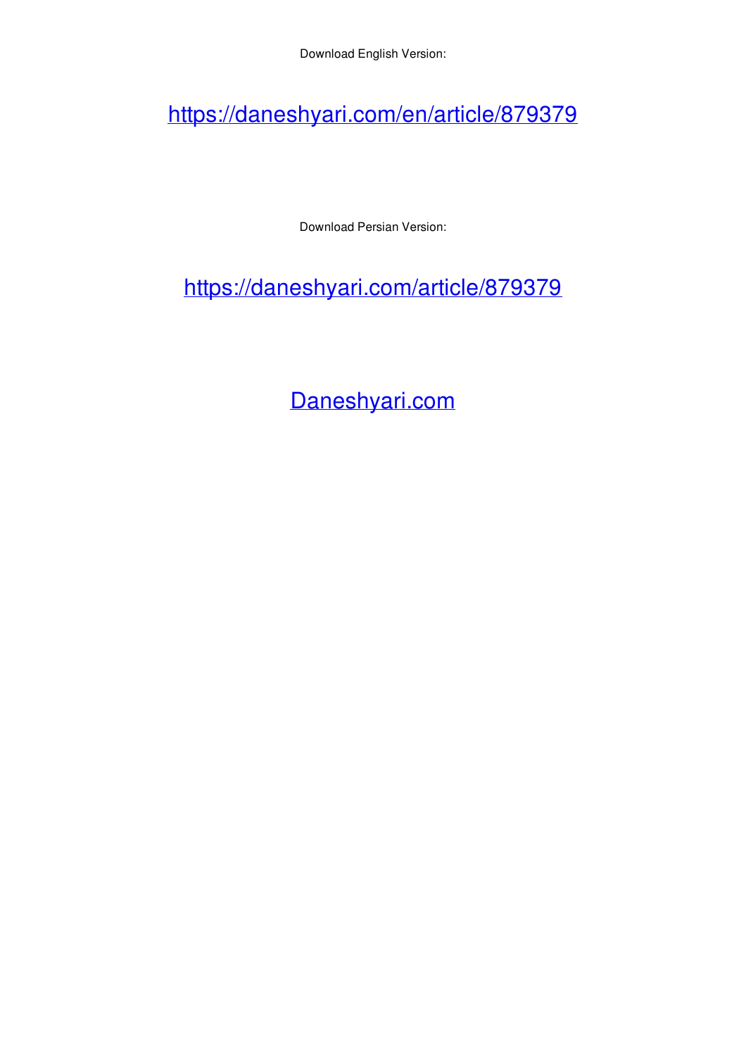Download English Version:

[https://daneshyari.com/en/article/879379](https://daneshyari.com/en/article/879379)

Download Persian Version:

[https://daneshyari.com/article/879379](https://daneshyari.com/article/879379)

[Daneshyari.com](https://daneshyari.com)